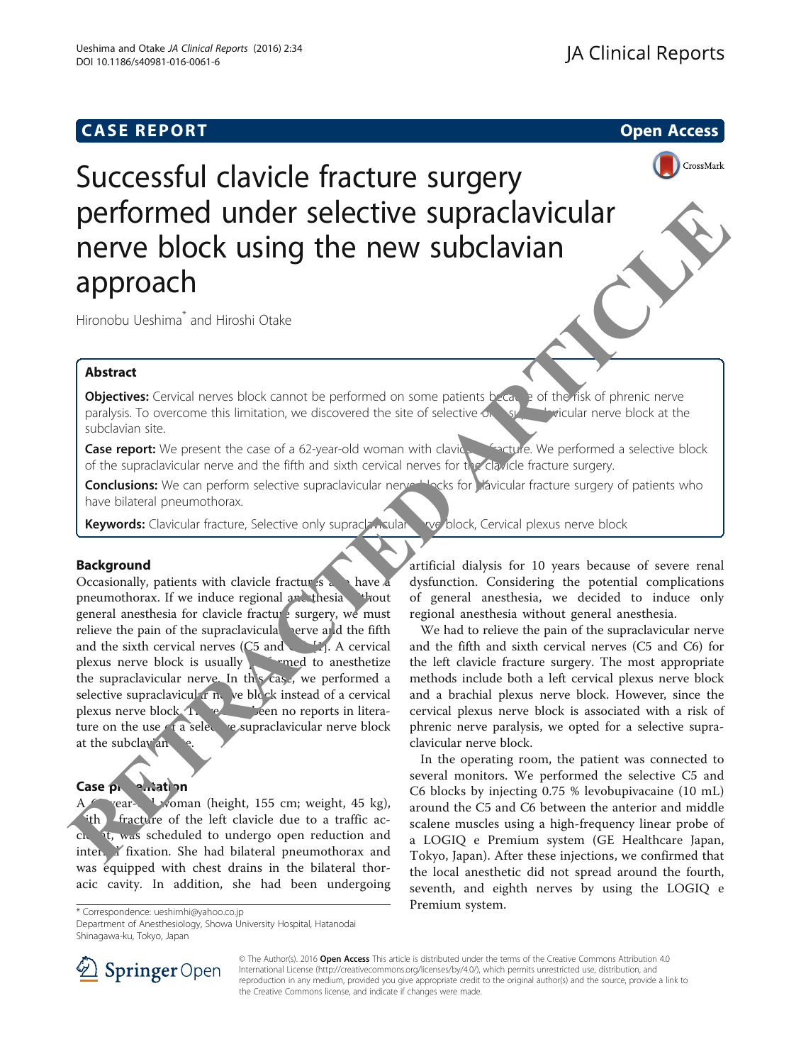CASE REPORT Open Access

# Successful clavicle fracture surgery performed under selective supraclavicular nerve block using the new subclavian approach

Hironobu Ueshima* and Hiroshi Otake

## Abstract

**Objectives:** Cervical nerves block cannot be performed on some patients because of the risk of phrenic nerve paralysis. To overcome this limitation, we discovered the site of selective only supraclavicular nerve block at the subclavian site.

**Case report:** We present the case of a 62-year-old woman with clavicular fracture. We performed a selective block of the supraclavicular nerve and the fifth and sixth cervical nerves for the clavicle fracture surgery.

**Conclusions:** We can perform selective supraclavicular nerve blocks for clavicular fracture surgery of patients who have bilateral pneumothorax.

**Keywords:** Clavicular fracture, Selective only supraclavicular nerve block, Cervical plexus nerve block

## Background

Occasionally, patients with clavicle fractures also have a pneumothorax. If we induce regional anesthesia without general anesthesia for clavicle fracture surgery, we must relieve the pain of the supraclavicular nerve and the fifth and the sixth cervical nerves (C5 and C6) [1]. A cervical plexus nerve block is usually performed to anesthetize the supraclavicular nerve. In this case, we performed a selective supraclavicular nerve block instead of a cervical plexus nerve block. There have been no reports in literature on the use of a selective supraclavicular nerve block at the subclavian site.

## Case presentation

A 62-year-old woman (height, 155 cm; weight, 45 kg), with a fracture of the left clavicle due to a traffic accident, was scheduled to undergo open reduction and internal fixation. She had bilateral pneumothorax and was equipped with chest drains in the bilateral thoracic cavity. In addition, she had been undergoing artificial dialysis for 10 years because of severe renal dysfunction. Considering the potential complications of general anesthesia, we decided to induce only regional anesthesia without general anesthesia.

We had to relieve the pain of the supraclavicular nerve and the fifth and sixth cervical nerves (C5 and C6) for the left clavicle fracture surgery. The most appropriate methods include both a left cervical plexus nerve block and a brachial plexus nerve block. However, since the cervical plexus nerve block is associated with a risk of phrenic nerve paralysis, we opted for a selective supraclavicular nerve block.

In the operating room, the patient was connected to several monitors. We performed the selective C5 and C6 blocks by injecting 0.75 % levobupivacaine (10 mL) around the C5 and C6 between the anterior and middle scalene muscles using a high-frequency linear probe of a LOGIQ e Premium system (GE Healthcare Japan, Tokyo, Japan). After these injections, we confirmed that the local anesthetic did not spread around the fourth, seventh, and eighth nerves by using the LOGIQ e Premium system.

\* Correspondence: ueshimhi@yahoo.co.jp
Department of Anesthesiology, Showa University Hospital, Hatanodai Shinagawa-ku, Tokyo, Japan

© The Author(s). 2016 **Open Access** This article is distributed under the terms of the Creative Commons Attribution 4.0 International License (http://creativecommons.org/licenses/by/4.0/), which permits unrestricted use, distribution, and reproduction in any medium, provided you give appropriate credit to the original author(s) and the source, provide a link to the Creative Commons license, and indicate if changes were made.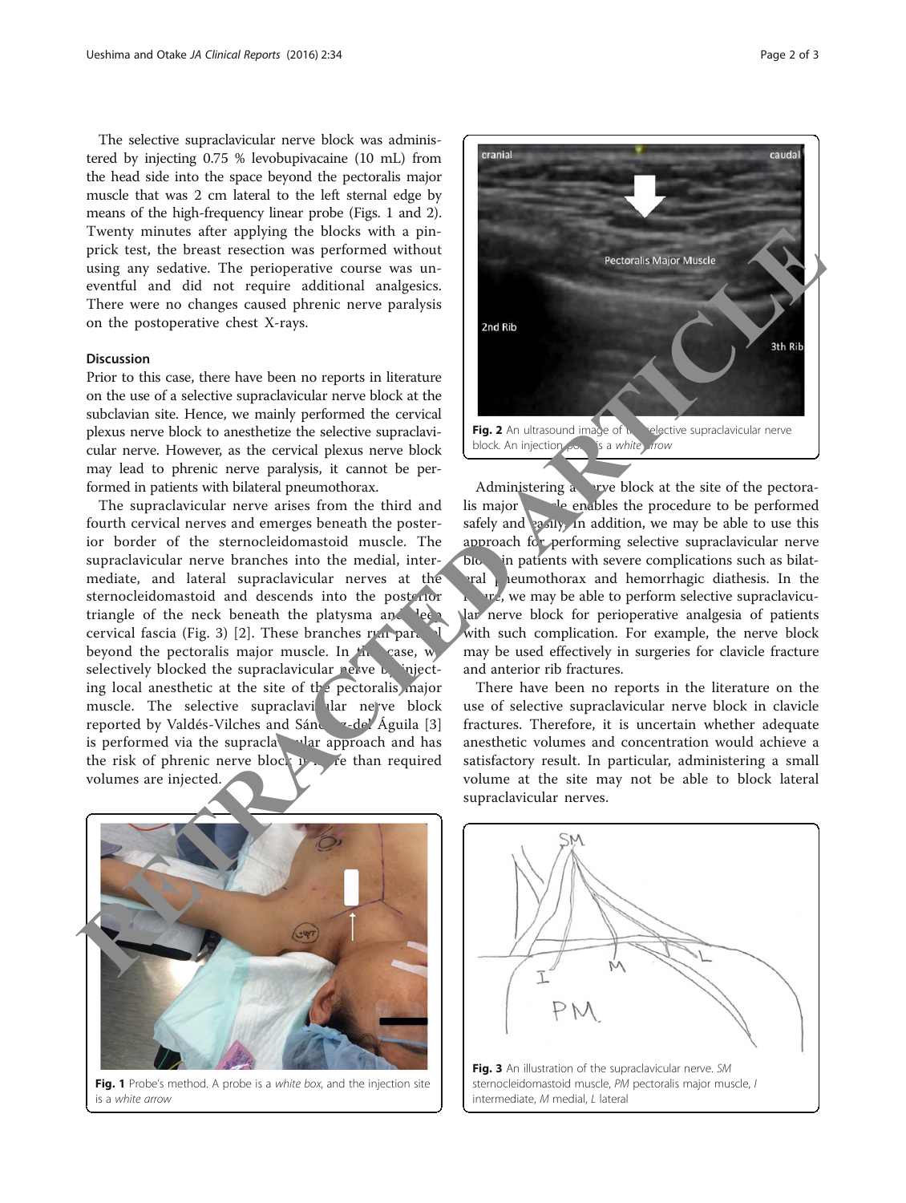The selective supraclavicular nerve block was administered by injecting 0.75 % levobupivacaine (10 mL) from the head side into the space beyond the pectoralis major muscle that was 2 cm lateral to the left sternal edge by means of the high-frequency linear probe (Figs. 1 and 2). Twenty minutes after applying the blocks with a pinprick test, the breast resection was performed without using any sedative. The perioperative course was uneventful and did not require additional analgesics. There were no changes caused phrenic nerve paralysis on the postoperative chest X-rays.

## Discussion

Prior to this case, there have been no reports in literature on the use of a selective supraclavicular nerve block at the subclavian site. Hence, we mainly performed the cervical plexus nerve block to anesthetize the selective supraclavicular nerve. However, as the cervical plexus nerve block may lead to phrenic nerve paralysis, it cannot be performed in patients with bilateral pneumothorax.

The supraclavicular nerve arises from the third and fourth cervical nerves and emerges beneath the posterior border of the sternocleidomastoid muscle. The supraclavicular nerve branches into the medial, intermediate, and lateral supraclavicular nerves at the sternocleidomastoid and descends into the posterior triangle of the neck beneath the platysma and deep cervical fascia (Fig. 3) [2]. These branches run parallel beyond the pectoralis major muscle. In this case, we selectively blocked the supraclavicular nerve by injecting local anesthetic at the site of the pectoralis major muscle. The selective supraclavicular nerve block reported by Valdés-Vilches and Sánchez-del Águila [3] is performed via the supraclavicular approach and has the risk of phrenic nerve block if more than required volumes are injected.

Fig. 1 Probe's method. A probe is a *white box*, and the injection site is a *white arrow*

Fig. 2 An ultrasound image of the selective supraclavicular nerve block. An injection point is a *white arrow*

Administering a nerve block at the site of the pectoralis major muscle enables the procedure to be performed safely and easily. In addition, we may be able to use this approach for performing selective supraclavicular nerve block in patients with severe complications such as bilateral pneumothorax and hemorrhagic diathesis. In the future, we may be able to perform selective supraclavicular nerve block for perioperative analgesia of patients with such complication. For example, the nerve block may be used effectively in surgeries for clavicle fracture and anterior rib fractures.

There have been no reports in the literature on the use of selective supraclavicular nerve block in clavicle fractures. Therefore, it is uncertain whether adequate anesthetic volumes and concentration would achieve a satisfactory result. In particular, administering a small volume at the site may not be able to block lateral supraclavicular nerves.

Fig. 3 An illustration of the supraclavicular nerve. *SM* sternocleidomastoid muscle, *PM* pectoralis major muscle, *I* intermediate, *M* medial, *L* lateral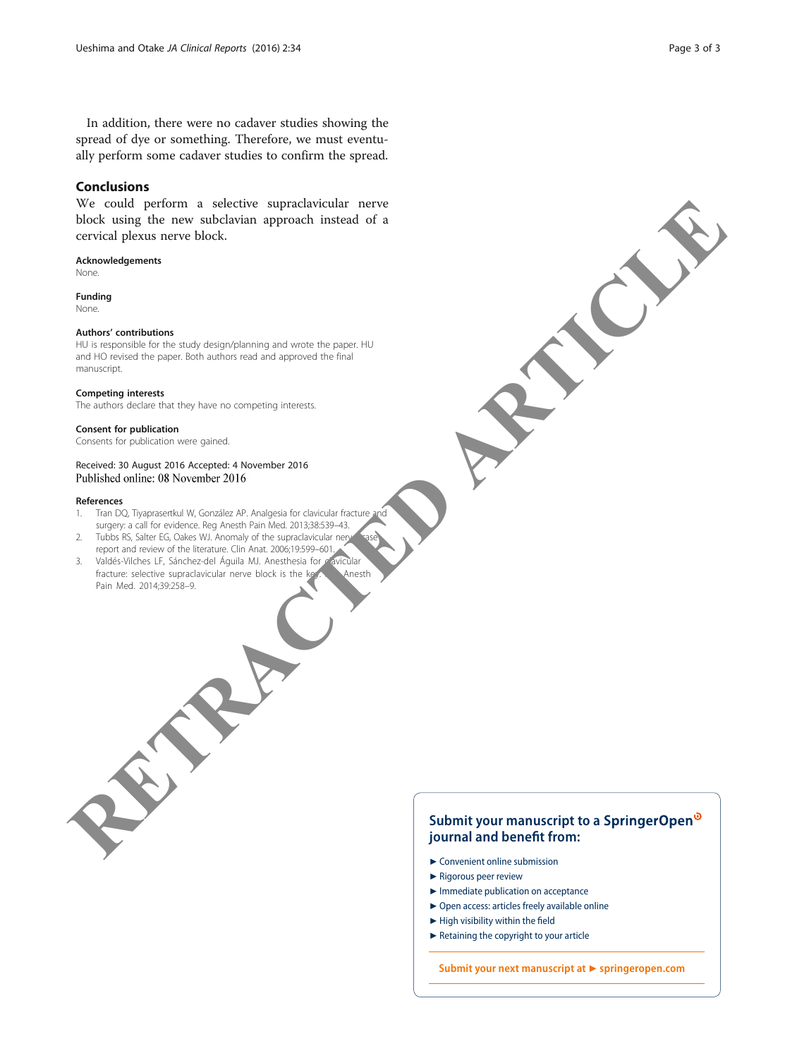In addition, there were no cadaver studies showing the spread of dye or something. Therefore, we must eventually perform some cadaver studies to confirm the spread.

## Conclusions

We could perform a selective supraclavicular nerve block using the new subclavian approach instead of a cervical plexus nerve block.

### Acknowledgements

None.

### Funding

None.

### Authors' contributions

HU is responsible for the study design/planning and wrote the paper. HU and HO revised the paper. Both authors read and approved the final manuscript.

### Competing interests

The authors declare that they have no competing interests.

### Consent for publication

Consents for publication were gained.

Received: 30 August 2016 Accepted: 4 November 2016
Published online: 08 November 2016

### References

1. Tran DQ, Tiyaprasertkul W, González AP. Analgesia for clavicular fracture and surgery: a call for evidence. Reg Anesth Pain Med. 2013;38:539–43.
2. Tubbs RS, Salter EG, Oakes WJ. Anomaly of the supraclavicular nerve: case report and review of the literature. Clin Anat. 2006;19:599–601.
3. Valdés-Vilches LF, Sánchez-del Águila MJ. Anesthesia for clavicular fracture: selective supraclavicular nerve block is the key. Reg Anesth Pain Med. 2014;39:258–9.

RETRACTED ARTICLE